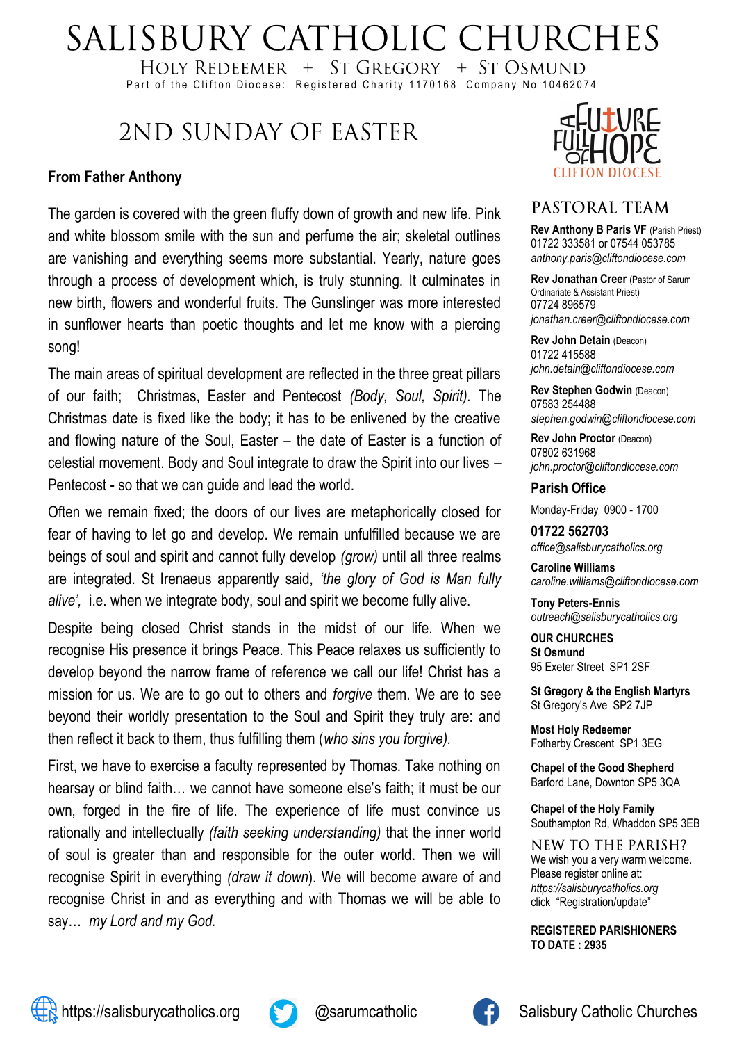# SALISBURY CATHOLIC CHURCHES

HOLY REDEEMER + ST GREGORY + ST OSMUND

Part of the Clifton Diocese: Registered Charity 1170168 Company No 10462074

## 2ND SUNDAY OF EASTER

**From Father Anthony**

The garden is covered with the green fluffy down of growth and new life. Pink and white blossom smile with the sun and perfume the air; skeletal outlines are vanishing and everything seems more substantial. Yearly, nature goes through a process of development which, is truly stunning. It culminates in new birth, flowers and wonderful fruits. The Gunslinger was more interested in sunflower hearts than poetic thoughts and let me know with a piercing song!

The main areas of spiritual development are reflected in the three great pillars of our faith; Christmas, Easter and Pentecost *(Body, Soul, Spirit).* The Christmas date is fixed like the body; it has to be enlivened by the creative and flowing nature of the Soul, Easter – the date of Easter is a function of celestial movement. Body and Soul integrate to draw the Spirit into our lives – Pentecost - so that we can guide and lead the world.

Often we remain fixed; the doors of our lives are metaphorically closed for fear of having to let go and develop. We remain unfulfilled because we are beings of soul and spirit and cannot fully develop *(grow)* until all three realms are integrated. St Irenaeus apparently said, *'the glory of God is Man fully alive',* i.e. when we integrate body, soul and spirit we become fully alive.

Despite being closed Christ stands in the midst of our life. When we recognise His presence it brings Peace. This Peace relaxes us sufficiently to develop beyond the narrow frame of reference we call our life! Christ has a mission for us. We are to go out to others and *forgive* them. We are to see beyond their worldly presentation to the Soul and Spirit they truly are: and then reflect it back to them, thus fulfilling them (*who sins you forgive).*

First, we have to exercise a faculty represented by Thomas. Take nothing on hearsay or blind faith… we cannot have someone else's faith; it must be our own, forged in the fire of life. The experience of life must convince us rationally and intellectually *(faith seeking understanding)* that the inner world of soul is greater than and responsible for the outer world. Then we will recognise Spirit in everything *(draw it down*). We will become aware of and recognise Christ in and as everything and with Thomas we will be able to say… *my Lord and my God.*

A FUTURE FULL OF HOPE — CLIFTON DIOCESE

## PASTORAL TEAM

**Rev Anthony B Paris VF** (Parish Priest)
01722 333581 or 07544 053785
*anthony.paris@cliftondiocese.com*

**Rev Jonathan Creer** (Pastor of Sarum Ordinariate & Assistant Priest)
07724 896579
*jonathan.creer@cliftondiocese.com*

**Rev John Detain** (Deacon)
01722 415588
*john.detain@cliftondiocese.com*

**Rev Stephen Godwin** (Deacon)
07583 254488
*stephen.godwin@cliftondiocese.com*

**Rev John Proctor** (Deacon)
07802 631968
*john.proctor@cliftondiocese.com*

### Parish Office

Monday-Friday 0900 - 1700

**01722 562703**
*office@salisburycatholics.org*

**Caroline Williams**
*caroline.williams@cliftondiocese.com*

**Tony Peters-Ennis**
*outreach@salisburycatholics.org*

**OUR CHURCHES**

**St Osmund**
95 Exeter Street SP1 2SF

**St Gregory & the English Martyrs**
St Gregory's Ave SP2 7JP

**Most Holy Redeemer**
Fotherby Crescent SP1 3EG

**Chapel of the Good Shepherd**
Barford Lane, Downton SP5 3QA

**Chapel of the Holy Family**
Southampton Rd, Whaddon SP5 3EB

### NEW TO THE PARISH?

We wish you a very warm welcome.
Please register online at:
*https://salisburycatholics.org*
click "Registration/update"

**REGISTERED PARISHIONERS TO DATE : 2935**

https://salisburycatholics.org @sarumcatholic Salisbury Catholic Churches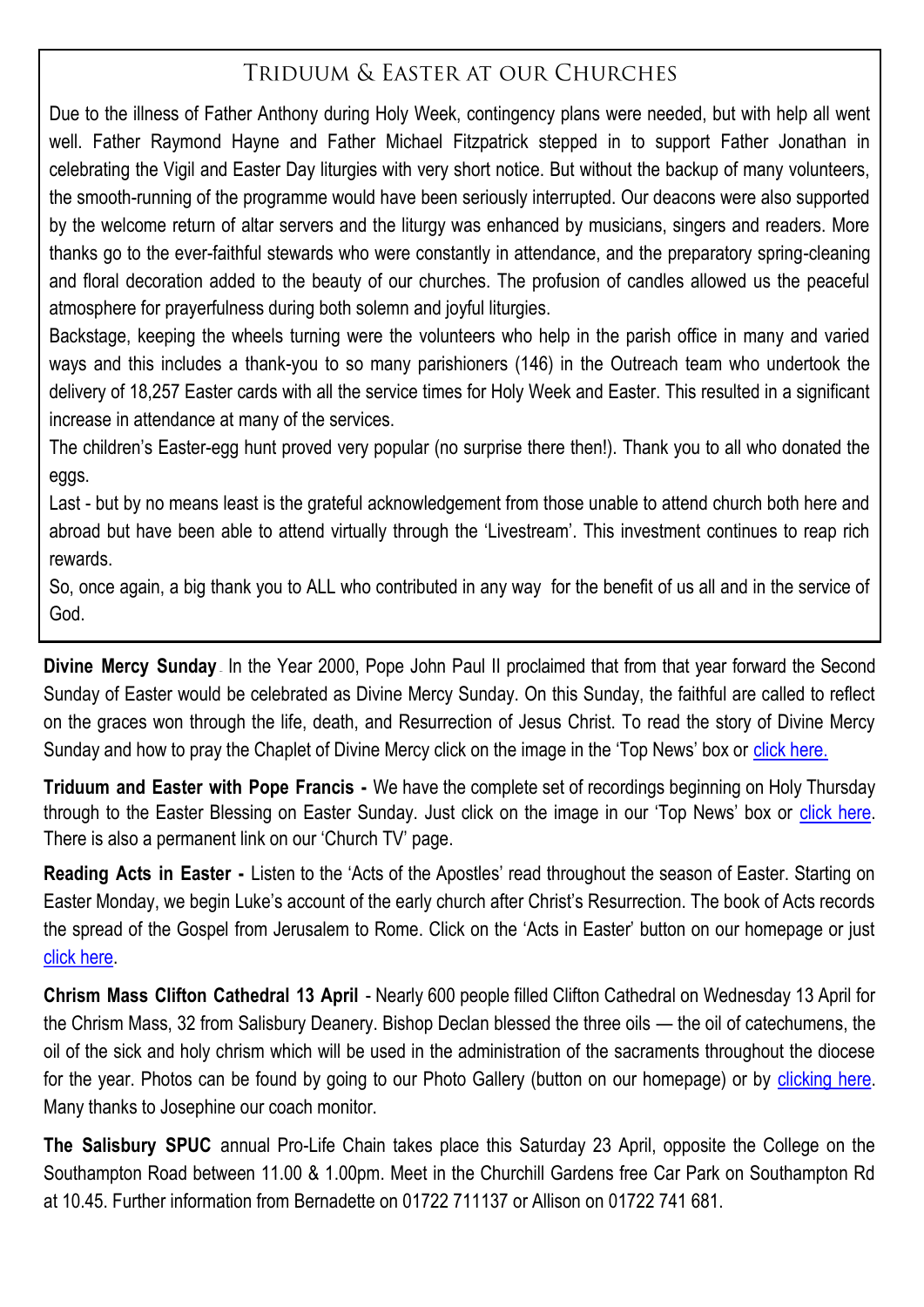## Triduum & Easter at our Churches

Due to the illness of Father Anthony during Holy Week, contingency plans were needed, but with help all went well. Father Raymond Hayne and Father Michael Fitzpatrick stepped in to support Father Jonathan in celebrating the Vigil and Easter Day liturgies with very short notice. But without the backup of many volunteers, the smooth-running of the programme would have been seriously interrupted. Our deacons were also supported by the welcome return of altar servers and the liturgy was enhanced by musicians, singers and readers. More thanks go to the ever-faithful stewards who were constantly in attendance, and the preparatory spring-cleaning and floral decoration added to the beauty of our churches. The profusion of candles allowed us the peaceful atmosphere for prayerfulness during both solemn and joyful liturgies.

Backstage, keeping the wheels turning were the volunteers who help in the parish office in many and varied ways and this includes a thank-you to so many parishioners (146) in the Outreach team who undertook the delivery of 18,257 Easter cards with all the service times for Holy Week and Easter. This resulted in a significant increase in attendance at many of the services.

The children's Easter-egg hunt proved very popular (no surprise there then!). Thank you to all who donated the eggs.

Last - but by no means least is the grateful acknowledgement from those unable to attend church both here and abroad but have been able to attend virtually through the 'Livestream'. This investment continues to reap rich rewards.

So, once again, a big thank you to ALL who contributed in any way for the benefit of us all and in the service of God.

**Divine Mercy Sunday** - In the Year 2000, Pope John Paul II proclaimed that from that year forward the Second Sunday of Easter would be celebrated as Divine Mercy Sunday. On this Sunday, the faithful are called to reflect on the graces won through the life, death, and Resurrection of Jesus Christ. To read the story of Divine Mercy Sunday and how to pray the Chaplet of Divine Mercy click on the image in the 'Top News' box or click here.

**Triduum and Easter with Pope Francis -** We have the complete set of recordings beginning on Holy Thursday through to the Easter Blessing on Easter Sunday. Just click on the image in our 'Top News' box or click here. There is also a permanent link on our 'Church TV' page.

**Reading Acts in Easter -** Listen to the 'Acts of the Apostles' read throughout the season of Easter. Starting on Easter Monday, we begin Luke's account of the early church after Christ's Resurrection. The book of Acts records the spread of the Gospel from Jerusalem to Rome. Click on the 'Acts in Easter' button on our homepage or just click here.

**Chrism Mass Clifton Cathedral 13 April** - Nearly 600 people filled Clifton Cathedral on Wednesday 13 April for the Chrism Mass, 32 from Salisbury Deanery. Bishop Declan blessed the three oils — the oil of catechumens, the oil of the sick and holy chrism which will be used in the administration of the sacraments throughout the diocese for the year. Photos can be found by going to our Photo Gallery (button on our homepage) or by clicking here. Many thanks to Josephine our coach monitor.

**The Salisbury SPUC** annual Pro-Life Chain takes place this Saturday 23 April, opposite the College on the Southampton Road between 11.00 & 1.00pm. Meet in the Churchill Gardens free Car Park on Southampton Rd at 10.45. Further information from Bernadette on 01722 711137 or Allison on 01722 741 681.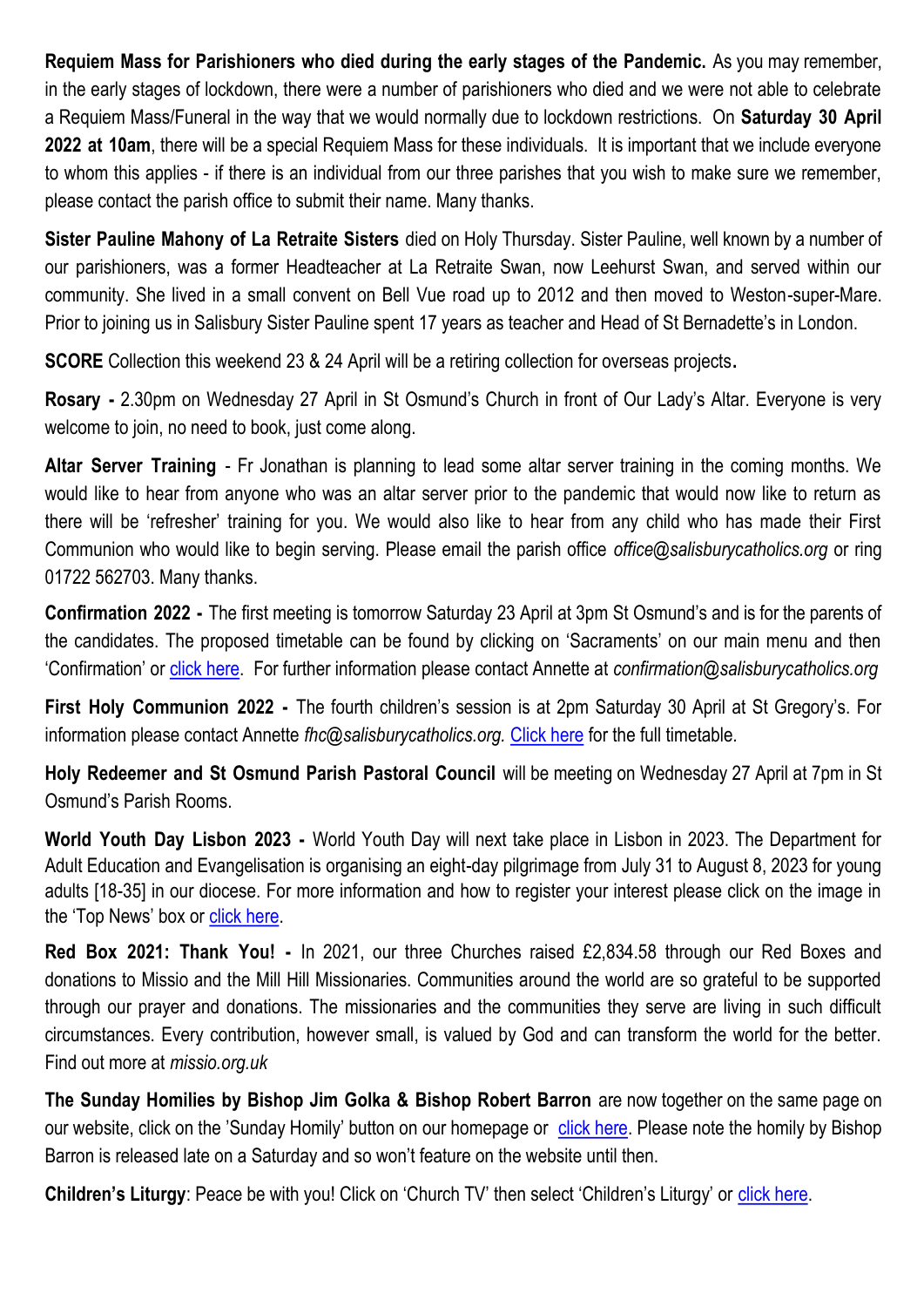**Requiem Mass for Parishioners who died during the early stages of the Pandemic.** As you may remember, in the early stages of lockdown, there were a number of parishioners who died and we were not able to celebrate a Requiem Mass/Funeral in the way that we would normally due to lockdown restrictions. On **Saturday 30 April 2022 at 10am**, there will be a special Requiem Mass for these individuals. It is important that we include everyone to whom this applies - if there is an individual from our three parishes that you wish to make sure we remember, please contact the parish office to submit their name. Many thanks.

**Sister Pauline Mahony of La Retraite Sisters** died on Holy Thursday. Sister Pauline, well known by a number of our parishioners, was a former Headteacher at La Retraite Swan, now Leehurst Swan, and served within our community. She lived in a small convent on Bell Vue road up to 2012 and then moved to Weston-super-Mare. Prior to joining us in Salisbury Sister Pauline spent 17 years as teacher and Head of St Bernadette's in London.

**SCORE** Collection this weekend 23 & 24 April will be a retiring collection for overseas projects**.**

**Rosary -** 2.30pm on Wednesday 27 April in St Osmund's Church in front of Our Lady's Altar. Everyone is very welcome to join, no need to book, just come along.

**Altar Server Training** - Fr Jonathan is planning to lead some altar server training in the coming months. We would like to hear from anyone who was an altar server prior to the pandemic that would now like to return as there will be 'refresher' training for you. We would also like to hear from any child who has made their First Communion who would like to begin serving. Please email the parish office *office@salisburycatholics.org* or ring 01722 562703. Many thanks.

**Confirmation 2022 -** The first meeting is tomorrow Saturday 23 April at 3pm St Osmund's and is for the parents of the candidates. The proposed timetable can be found by clicking on 'Sacraments' on our main menu and then 'Confirmation' or click here. For further information please contact Annette at *confirmation@salisburycatholics.org*

**First Holy Communion 2022 -** The fourth children's session is at 2pm Saturday 30 April at St Gregory's. For information please contact Annette *fhc@salisburycatholics.org.* Click here for the full timetable.

**Holy Redeemer and St Osmund Parish Pastoral Council** will be meeting on Wednesday 27 April at 7pm in St Osmund's Parish Rooms.

**World Youth Day Lisbon 2023 -** World Youth Day will next take place in Lisbon in 2023. The Department for Adult Education and Evangelisation is organising an eight-day pilgrimage from July 31 to August 8, 2023 for young adults [18-35] in our diocese. For more information and how to register your interest please click on the image in the 'Top News' box or click here.

**Red Box 2021: Thank You! -** In 2021, our three Churches raised £2,834.58 through our Red Boxes and donations to Missio and the Mill Hill Missionaries. Communities around the world are so grateful to be supported through our prayer and donations. The missionaries and the communities they serve are living in such difficult circumstances. Every contribution, however small, is valued by God and can transform the world for the better. Find out more at *missio.org.uk*

**The Sunday Homilies by Bishop Jim Golka & Bishop Robert Barron** are now together on the same page on our website, click on the 'Sunday Homily' button on our homepage or click here. Please note the homily by Bishop Barron is released late on a Saturday and so won't feature on the website until then.

**Children's Liturgy**: Peace be with you! Click on 'Church TV' then select 'Children's Liturgy' or click here.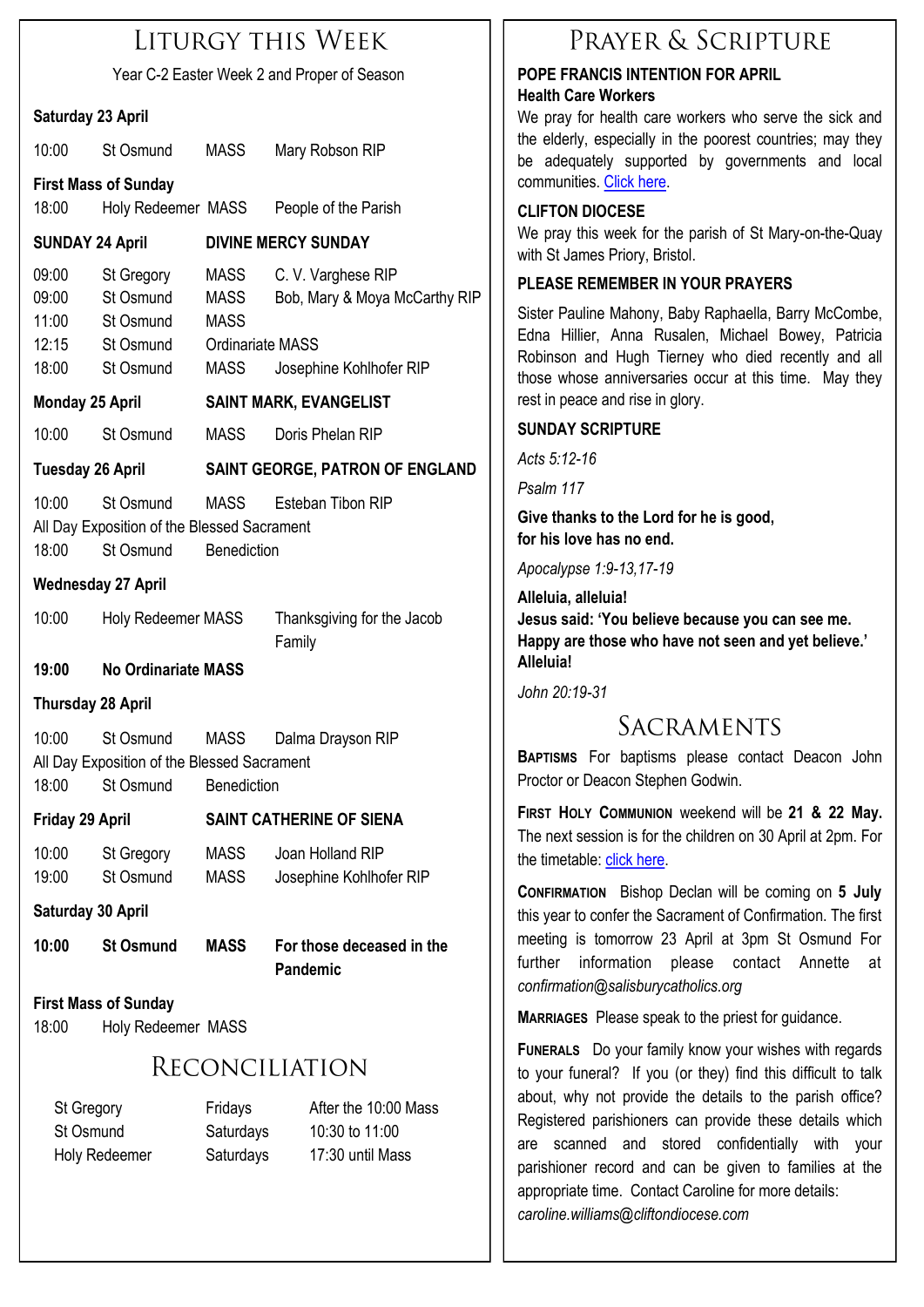## Liturgy this Week

Year C-2 Easter Week 2 and Proper of Season

**Saturday 23 April**

| | | | |
|---|---|---|---|
| 10:00 | St Osmund | MASS | Mary Robson RIP |

**First Mass of Sunday**

| | | | |
|---|---|---|---|
| 18:00 | Holy Redeemer | MASS | People of the Parish |

**SUNDAY 24 April** **DIVINE MERCY SUNDAY**

| | | | |
|---|---|---|---|
| 09:00 | St Gregory | MASS | C. V. Varghese RIP |
| 09:00 | St Osmund | MASS | Bob, Mary & Moya McCarthy RIP |
| 11:00 | St Osmund | MASS | |
| 12:15 | St Osmund | Ordinariate MASS | |
| 18:00 | St Osmund | MASS | Josephine Kohlhofer RIP |

**Monday 25 April** **SAINT MARK, EVANGELIST**

| | | | |
|---|---|---|---|
| 10:00 | St Osmund | MASS | Doris Phelan RIP |

**Tuesday 26 April** **SAINT GEORGE, PATRON OF ENGLAND**

| | | | |
|---|---|---|---|
| 10:00 | St Osmund | MASS | Esteban Tibon RIP |

All Day Exposition of the Blessed Sacrament

| | | |
|---|---|---|
| 18:00 | St Osmund | Benediction |

**Wednesday 27 April**

| | | | |
|---|---|---|---|
| 10:00 | Holy Redeemer | MASS | Thanksgiving for the Jacob Family |

**19:00 No Ordinariate MASS**

**Thursday 28 April**

| | | | |
|---|---|---|---|
| 10:00 | St Osmund | MASS | Dalma Drayson RIP |

All Day Exposition of the Blessed Sacrament

| | | |
|---|---|---|
| 18:00 | St Osmund | Benediction |

**Friday 29 April** **SAINT CATHERINE OF SIENA**

| | | | |
|---|---|---|---|
| 10:00 | St Gregory | MASS | Joan Holland RIP |
| 19:00 | St Osmund | MASS | Josephine Kohlhofer RIP |

**Saturday 30 April**

| | | | |
|---|---|---|---|
| **10:00** | **St Osmund** | **MASS** | **For those deceased in the Pandemic** |

**First Mass of Sunday**

| | | |
|---|---|---|
| 18:00 | Holy Redeemer | MASS |

## Reconciliation

| | | |
|---|---|---|
| St Gregory | Fridays | After the 10:00 Mass |
| St Osmund | Saturdays | 10:30 to 11:00 |
| Holy Redeemer | Saturdays | 17:30 until Mass |

## Prayer & Scripture

**POPE FRANCIS INTENTION FOR APRIL**
**Health Care Workers**

We pray for health care workers who serve the sick and the elderly, especially in the poorest countries; may they be adequately supported by governments and local communities. Click here.

**CLIFTON DIOCESE**

We pray this week for the parish of St Mary-on-the-Quay with St James Priory, Bristol.

**PLEASE REMEMBER IN YOUR PRAYERS**

Sister Pauline Mahony, Baby Raphaella, Barry McCombe, Edna Hillier, Anna Rusalen, Michael Bowey, Patricia Robinson and Hugh Tierney who died recently and all those whose anniversaries occur at this time. May they rest in peace and rise in glory.

**SUNDAY SCRIPTURE**

*Acts 5:12-16*

*Psalm 117*

**Give thanks to the Lord for he is good,**
**for his love has no end.**

*Apocalypse 1:9-13,17-19*

**Alleluia, alleluia!**
**Jesus said: 'You believe because you can see me.**
**Happy are those who have not seen and yet believe.'**
**Alleluia!**

*John 20:19-31*

## Sacraments

**Baptisms** For baptisms please contact Deacon John Proctor or Deacon Stephen Godwin.

**First Holy Communion** weekend will be **21 & 22 May.** The next session is for the children on 30 April at 2pm. For the timetable: click here.

**Confirmation** Bishop Declan will be coming on **5 July** this year to confer the Sacrament of Confirmation. The first meeting is tomorrow 23 April at 3pm St Osmund For further information please contact Annette at *confirmation@salisburycatholics.org*

**Marriages** Please speak to the priest for guidance.

**Funerals** Do your family know your wishes with regards to your funeral? If you (or they) find this difficult to talk about, why not provide the details to the parish office? Registered parishioners can provide these details which are scanned and stored confidentially with your parishioner record and can be given to families at the appropriate time. Contact Caroline for more details: *caroline.williams@cliftondiocese.com*